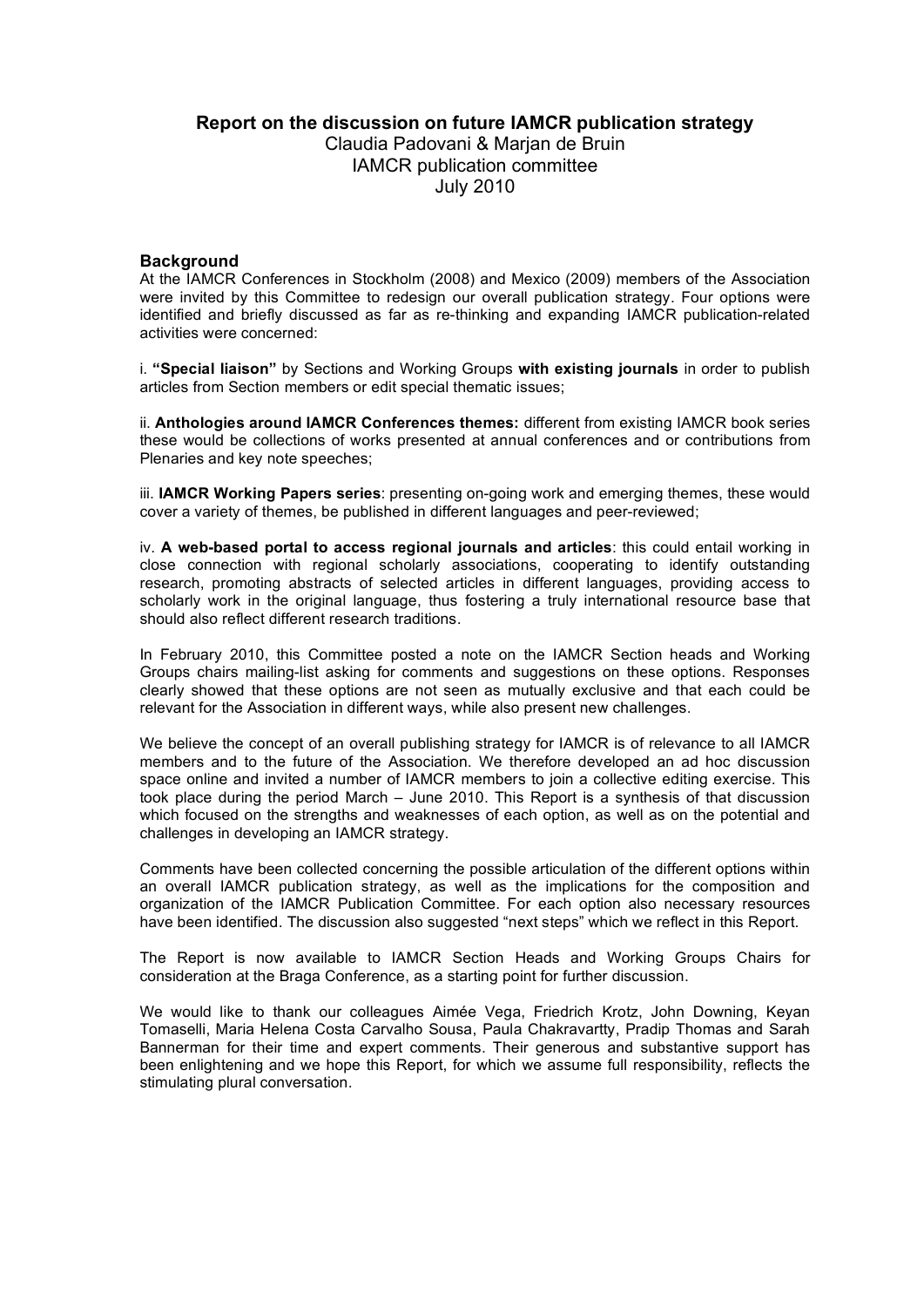# Report on the discussion on future IAMCR publication strategy

Claudia Padovani & Marjan de Bruin
IAMCR publication committee
July 2010

## Background

At the IAMCR Conferences in Stockholm (2008) and Mexico (2009) members of the Association were invited by this Committee to redesign our overall publication strategy. Four options were identified and briefly discussed as far as re-thinking and expanding IAMCR publication-related activities were concerned:

i. **"Special liaison"** by Sections and Working Groups **with existing journals** in order to publish articles from Section members or edit special thematic issues;

ii. **Anthologies around IAMCR Conferences themes:** different from existing IAMCR book series these would be collections of works presented at annual conferences and or contributions from Plenaries and key note speeches;

iii. **IAMCR Working Papers series**: presenting on-going work and emerging themes, these would cover a variety of themes, be published in different languages and peer-reviewed;

iv. **A web-based portal to access regional journals and articles**: this could entail working in close connection with regional scholarly associations, cooperating to identify outstanding research, promoting abstracts of selected articles in different languages, providing access to scholarly work in the original language, thus fostering a truly international resource base that should also reflect different research traditions.

In February 2010, this Committee posted a note on the IAMCR Section heads and Working Groups chairs mailing-list asking for comments and suggestions on these options. Responses clearly showed that these options are not seen as mutually exclusive and that each could be relevant for the Association in different ways, while also present new challenges.

We believe the concept of an overall publishing strategy for IAMCR is of relevance to all IAMCR members and to the future of the Association. We therefore developed an ad hoc discussion space online and invited a number of IAMCR members to join a collective editing exercise. This took place during the period March – June 2010. This Report is a synthesis of that discussion which focused on the strengths and weaknesses of each option, as well as on the potential and challenges in developing an IAMCR strategy.

Comments have been collected concerning the possible articulation of the different options within an overall IAMCR publication strategy, as well as the implications for the composition and organization of the IAMCR Publication Committee. For each option also necessary resources have been identified. The discussion also suggested "next steps" which we reflect in this Report.

The Report is now available to IAMCR Section Heads and Working Groups Chairs for consideration at the Braga Conference, as a starting point for further discussion.

We would like to thank our colleagues Aimée Vega, Friedrich Krotz, John Downing, Keyan Tomaselli, Maria Helena Costa Carvalho Sousa, Paula Chakravartty, Pradip Thomas and Sarah Bannerman for their time and expert comments. Their generous and substantive support has been enlightening and we hope this Report, for which we assume full responsibility, reflects the stimulating plural conversation.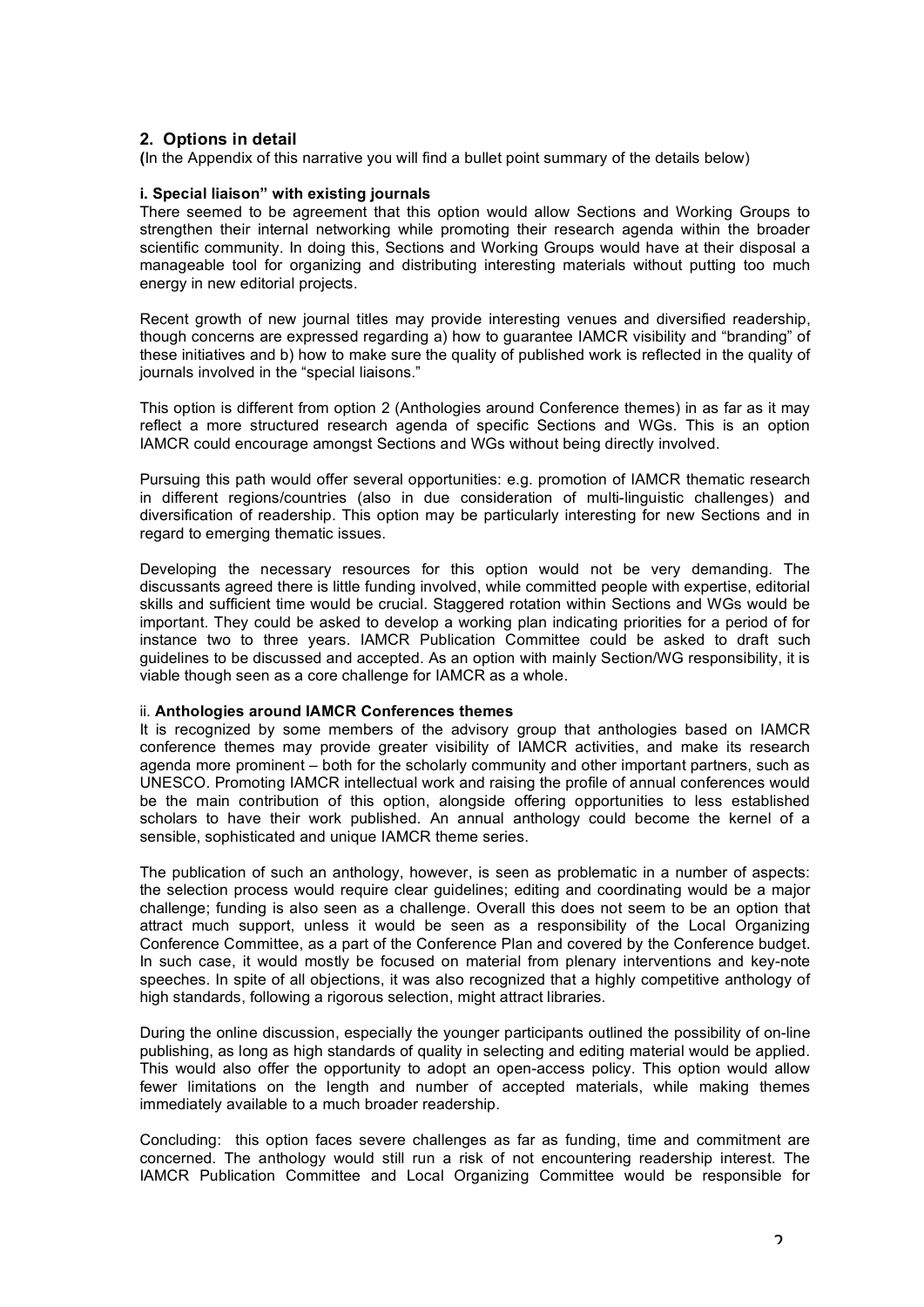## 2. Options in detail

(In the Appendix of this narrative you will find a bullet point summary of the details below)

### i. Special liaison" with existing journals

There seemed to be agreement that this option would allow Sections and Working Groups to strengthen their internal networking while promoting their research agenda within the broader scientific community. In doing this, Sections and Working Groups would have at their disposal a manageable tool for organizing and distributing interesting materials without putting too much energy in new editorial projects.

Recent growth of new journal titles may provide interesting venues and diversified readership, though concerns are expressed regarding a) how to guarantee IAMCR visibility and "branding" of these initiatives and b) how to make sure the quality of published work is reflected in the quality of journals involved in the "special liaisons."

This option is different from option 2 (Anthologies around Conference themes) in as far as it may reflect a more structured research agenda of specific Sections and WGs. This is an option IAMCR could encourage amongst Sections and WGs without being directly involved.

Pursuing this path would offer several opportunities: e.g. promotion of IAMCR thematic research in different regions/countries (also in due consideration of multi-linguistic challenges) and diversification of readership. This option may be particularly interesting for new Sections and in regard to emerging thematic issues.

Developing the necessary resources for this option would not be very demanding. The discussants agreed there is little funding involved, while committed people with expertise, editorial skills and sufficient time would be crucial. Staggered rotation within Sections and WGs would be important. They could be asked to develop a working plan indicating priorities for a period of for instance two to three years. IAMCR Publication Committee could be asked to draft such guidelines to be discussed and accepted. As an option with mainly Section/WG responsibility, it is viable though seen as a core challenge for IAMCR as a whole.

### ii. Anthologies around IAMCR Conferences themes

It is recognized by some members of the advisory group that anthologies based on IAMCR conference themes may provide greater visibility of IAMCR activities, and make its research agenda more prominent – both for the scholarly community and other important partners, such as UNESCO. Promoting IAMCR intellectual work and raising the profile of annual conferences would be the main contribution of this option, alongside offering opportunities to less established scholars to have their work published. An annual anthology could become the kernel of a sensible, sophisticated and unique IAMCR theme series.

The publication of such an anthology, however, is seen as problematic in a number of aspects: the selection process would require clear guidelines; editing and coordinating would be a major challenge; funding is also seen as a challenge. Overall this does not seem to be an option that attract much support, unless it would be seen as a responsibility of the Local Organizing Conference Committee, as a part of the Conference Plan and covered by the Conference budget. In such case, it would mostly be focused on material from plenary interventions and key-note speeches. In spite of all objections, it was also recognized that a highly competitive anthology of high standards, following a rigorous selection, might attract libraries.

During the online discussion, especially the younger participants outlined the possibility of on-line publishing, as long as high standards of quality in selecting and editing material would be applied. This would also offer the opportunity to adopt an open-access policy. This option would allow fewer limitations on the length and number of accepted materials, while making themes immediately available to a much broader readership.

Concluding: this option faces severe challenges as far as funding, time and commitment are concerned. The anthology would still run a risk of not encountering readership interest. The IAMCR Publication Committee and Local Organizing Committee would be responsible for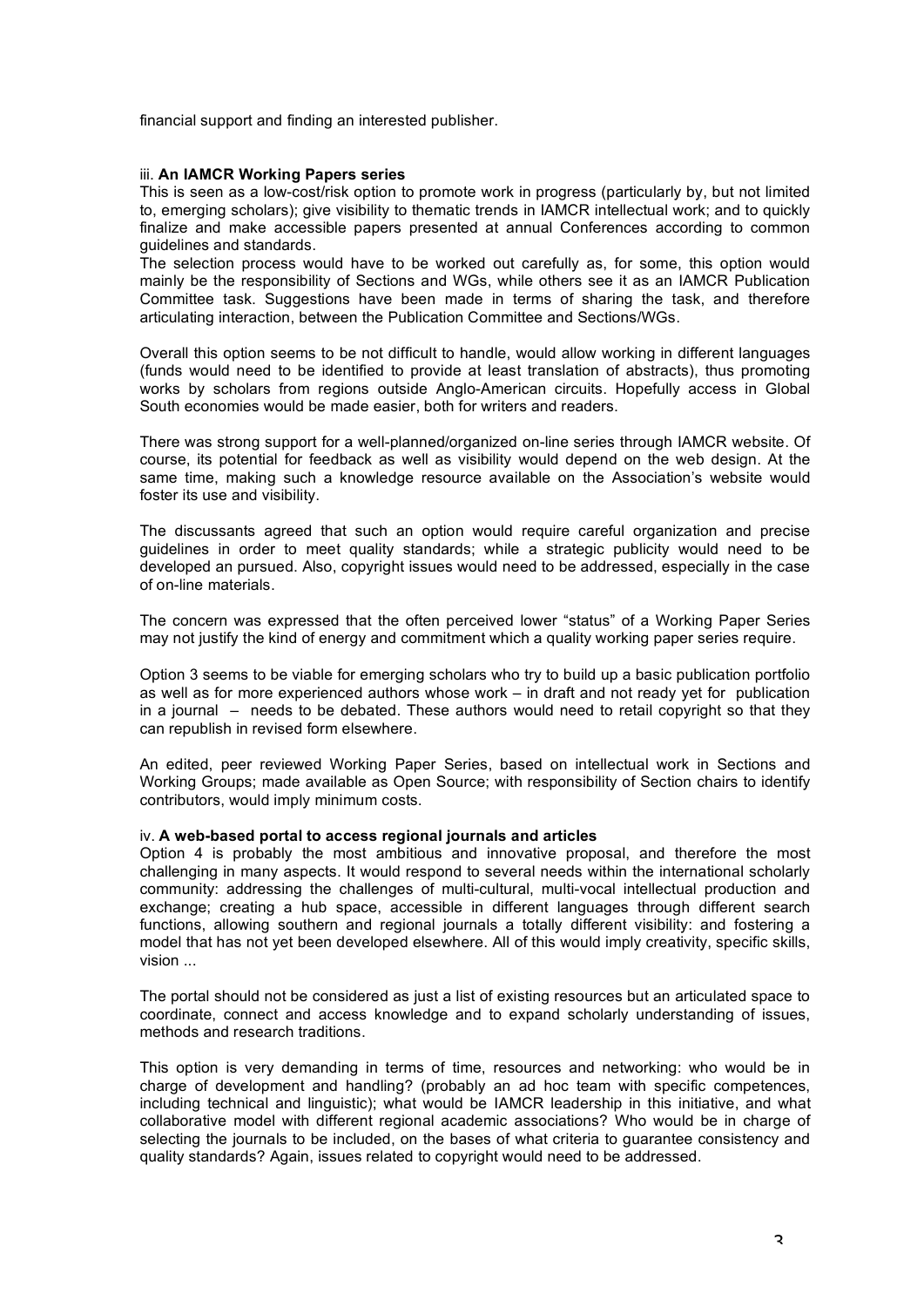financial support and finding an interested publisher.

iii. **An IAMCR Working Papers series**

This is seen as a low-cost/risk option to promote work in progress (particularly by, but not limited to, emerging scholars); give visibility to thematic trends in IAMCR intellectual work; and to quickly finalize and make accessible papers presented at annual Conferences according to common guidelines and standards.

The selection process would have to be worked out carefully as, for some, this option would mainly be the responsibility of Sections and WGs, while others see it as an IAMCR Publication Committee task. Suggestions have been made in terms of sharing the task, and therefore articulating interaction, between the Publication Committee and Sections/WGs.

Overall this option seems to be not difficult to handle, would allow working in different languages (funds would need to be identified to provide at least translation of abstracts), thus promoting works by scholars from regions outside Anglo-American circuits. Hopefully access in Global South economies would be made easier, both for writers and readers.

There was strong support for a well-planned/organized on-line series through IAMCR website. Of course, its potential for feedback as well as visibility would depend on the web design. At the same time, making such a knowledge resource available on the Association's website would foster its use and visibility.

The discussants agreed that such an option would require careful organization and precise guidelines in order to meet quality standards; while a strategic publicity would need to be developed an pursued. Also, copyright issues would need to be addressed, especially in the case of on-line materials.

The concern was expressed that the often perceived lower "status" of a Working Paper Series may not justify the kind of energy and commitment which a quality working paper series require.

Option 3 seems to be viable for emerging scholars who try to build up a basic publication portfolio as well as for more experienced authors whose work – in draft and not ready yet for publication in a journal – needs to be debated. These authors would need to retail copyright so that they can republish in revised form elsewhere.

An edited, peer reviewed Working Paper Series, based on intellectual work in Sections and Working Groups; made available as Open Source; with responsibility of Section chairs to identify contributors, would imply minimum costs.

iv. **A web-based portal to access regional journals and articles**

Option 4 is probably the most ambitious and innovative proposal, and therefore the most challenging in many aspects. It would respond to several needs within the international scholarly community: addressing the challenges of multi-cultural, multi-vocal intellectual production and exchange; creating a hub space, accessible in different languages through different search functions, allowing southern and regional journals a totally different visibility: and fostering a model that has not yet been developed elsewhere. All of this would imply creativity, specific skills, vision ...

The portal should not be considered as just a list of existing resources but an articulated space to coordinate, connect and access knowledge and to expand scholarly understanding of issues, methods and research traditions.

This option is very demanding in terms of time, resources and networking: who would be in charge of development and handling? (probably an ad hoc team with specific competences, including technical and linguistic); what would be IAMCR leadership in this initiative, and what collaborative model with different regional academic associations? Who would be in charge of selecting the journals to be included, on the bases of what criteria to guarantee consistency and quality standards? Again, issues related to copyright would need to be addressed.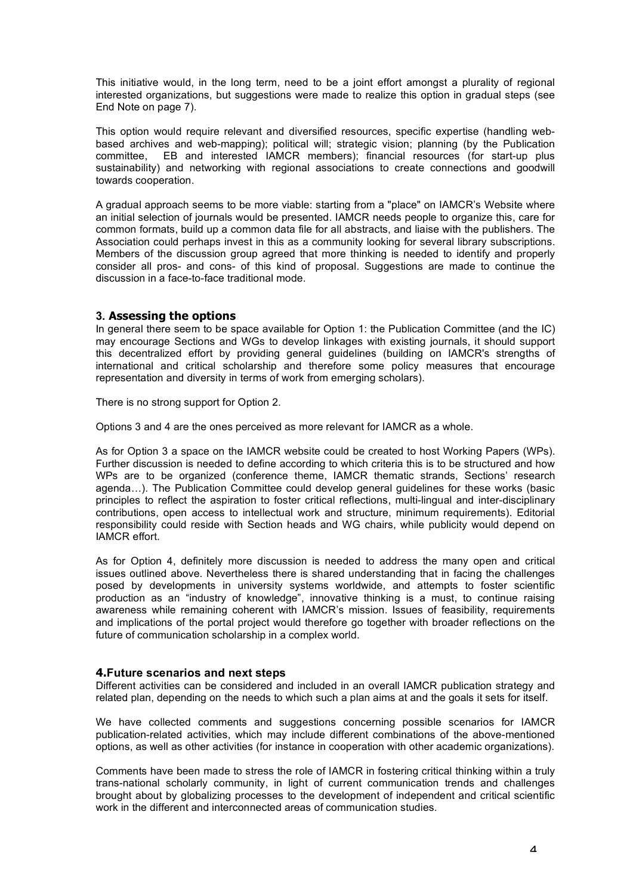This initiative would, in the long term, need to be a joint effort amongst a plurality of regional interested organizations, but suggestions were made to realize this option in gradual steps (see End Note on page 7).

This option would require relevant and diversified resources, specific expertise (handling web-based archives and web-mapping); political will; strategic vision; planning (by the Publication committee, EB and interested IAMCR members); financial resources (for start-up plus sustainability) and networking with regional associations to create connections and goodwill towards cooperation.

A gradual approach seems to be more viable: starting from a "place" on IAMCR's Website where an initial selection of journals would be presented. IAMCR needs people to organize this, care for common formats, build up a common data file for all abstracts, and liaise with the publishers. The Association could perhaps invest in this as a community looking for several library subscriptions. Members of the discussion group agreed that more thinking is needed to identify and properly consider all pros- and cons- of this kind of proposal. Suggestions are made to continue the discussion in a face-to-face traditional mode.

### 3. Assessing the options

In general there seem to be space available for Option 1: the Publication Committee (and the IC) may encourage Sections and WGs to develop linkages with existing journals, it should support this decentralized effort by providing general guidelines (building on IAMCR's strengths of international and critical scholarship and therefore some policy measures that encourage representation and diversity in terms of work from emerging scholars).

There is no strong support for Option 2.

Options 3 and 4 are the ones perceived as more relevant for IAMCR as a whole.

As for Option 3 a space on the IAMCR website could be created to host Working Papers (WPs). Further discussion is needed to define according to which criteria this is to be structured and how WPs are to be organized (conference theme, IAMCR thematic strands, Sections' research agenda…). The Publication Committee could develop general guidelines for these works (basic principles to reflect the aspiration to foster critical reflections, multi-lingual and inter-disciplinary contributions, open access to intellectual work and structure, minimum requirements). Editorial responsibility could reside with Section heads and WG chairs, while publicity would depend on IAMCR effort.

As for Option 4, definitely more discussion is needed to address the many open and critical issues outlined above. Nevertheless there is shared understanding that in facing the challenges posed by developments in university systems worldwide, and attempts to foster scientific production as an "industry of knowledge", innovative thinking is a must, to continue raising awareness while remaining coherent with IAMCR's mission. Issues of feasibility, requirements and implications of the portal project would therefore go together with broader reflections on the future of communication scholarship in a complex world.

### 4. Future scenarios and next steps

Different activities can be considered and included in an overall IAMCR publication strategy and related plan, depending on the needs to which such a plan aims at and the goals it sets for itself.

We have collected comments and suggestions concerning possible scenarios for IAMCR publication-related activities, which may include different combinations of the above-mentioned options, as well as other activities (for instance in cooperation with other academic organizations).

Comments have been made to stress the role of IAMCR in fostering critical thinking within a truly trans-national scholarly community, in light of current communication trends and challenges brought about by globalizing processes to the development of independent and critical scientific work in the different and interconnected areas of communication studies.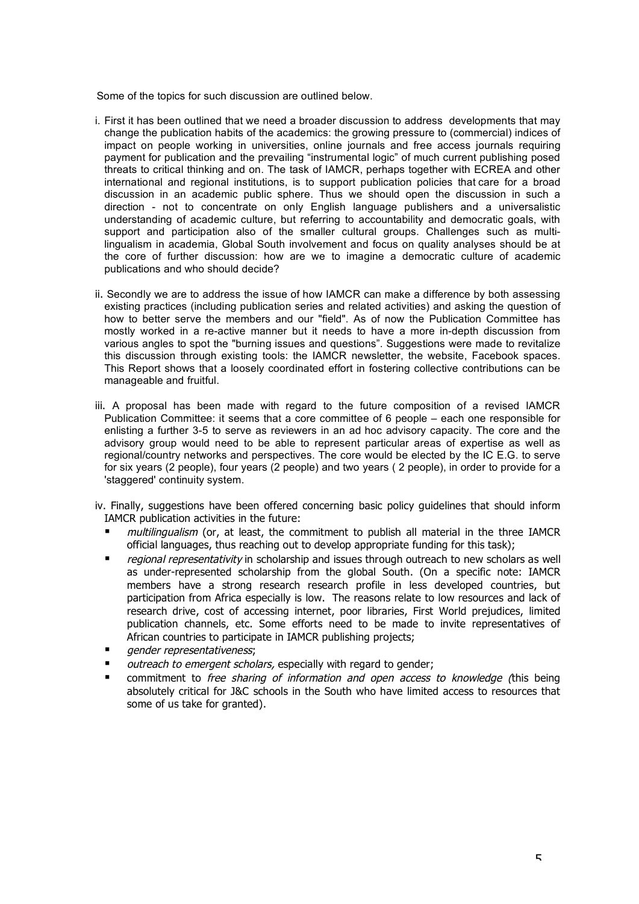Some of the topics for such discussion are outlined below.

i. First it has been outlined that we need a broader discussion to address developments that may change the publication habits of the academics: the growing pressure to (commercial) indices of impact on people working in universities, online journals and free access journals requiring payment for publication and the prevailing “instrumental logic” of much current publishing posed threats to critical thinking and on. The task of IAMCR, perhaps together with ECREA and other international and regional institutions, is to support publication policies that care for a broad discussion in an academic public sphere. Thus we should open the discussion in such a direction - not to concentrate on only English language publishers and a universalistic understanding of academic culture, but referring to accountability and democratic goals, with support and participation also of the smaller cultural groups. Challenges such as multi-lingualism in academia, Global South involvement and focus on quality analyses should be at the core of further discussion: how are we to imagine a democratic culture of academic publications and who should decide?

ii. Secondly we are to address the issue of how IAMCR can make a difference by both assessing existing practices (including publication series and related activities) and asking the question of how to better serve the members and our "field". As of now the Publication Committee has mostly worked in a re-active manner but it needs to have a more in-depth discussion from various angles to spot the "burning issues and questions”. Suggestions were made to revitalize this discussion through existing tools: the IAMCR newsletter, the website, Facebook spaces. This Report shows that a loosely coordinated effort in fostering collective contributions can be manageable and fruitful.

iii. A proposal has been made with regard to the future composition of a revised IAMCR Publication Committee: it seems that a core committee of 6 people – each one responsible for enlisting a further 3-5 to serve as reviewers in an ad hoc advisory capacity. The core and the advisory group would need to be able to represent particular areas of expertise as well as regional/country networks and perspectives. The core would be elected by the IC E.G. to serve for six years (2 people), four years (2 people) and two years ( 2 people), in order to provide for a 'staggered' continuity system.

iv. Finally, suggestions have been offered concerning basic policy guidelines that should inform IAMCR publication activities in the future:

- *multilingualism* (or, at least, the commitment to publish all material in the three IAMCR official languages, thus reaching out to develop appropriate funding for this task);
- *regional representativity* in scholarship and issues through outreach to new scholars as well as under-represented scholarship from the global South. (On a specific note: IAMCR members have a strong research research profile in less developed countries, but participation from Africa especially is low. The reasons relate to low resources and lack of research drive, cost of accessing internet, poor libraries, First World prejudices, limited publication channels, etc. Some efforts need to be made to invite representatives of African countries to participate in IAMCR publishing projects;
- *gender representativeness*;
- *outreach to emergent scholars,* especially with regard to gender;
- commitment to *free sharing of information and open access to knowledge (*this being absolutely critical for J&C schools in the South who have limited access to resources that some of us take for granted).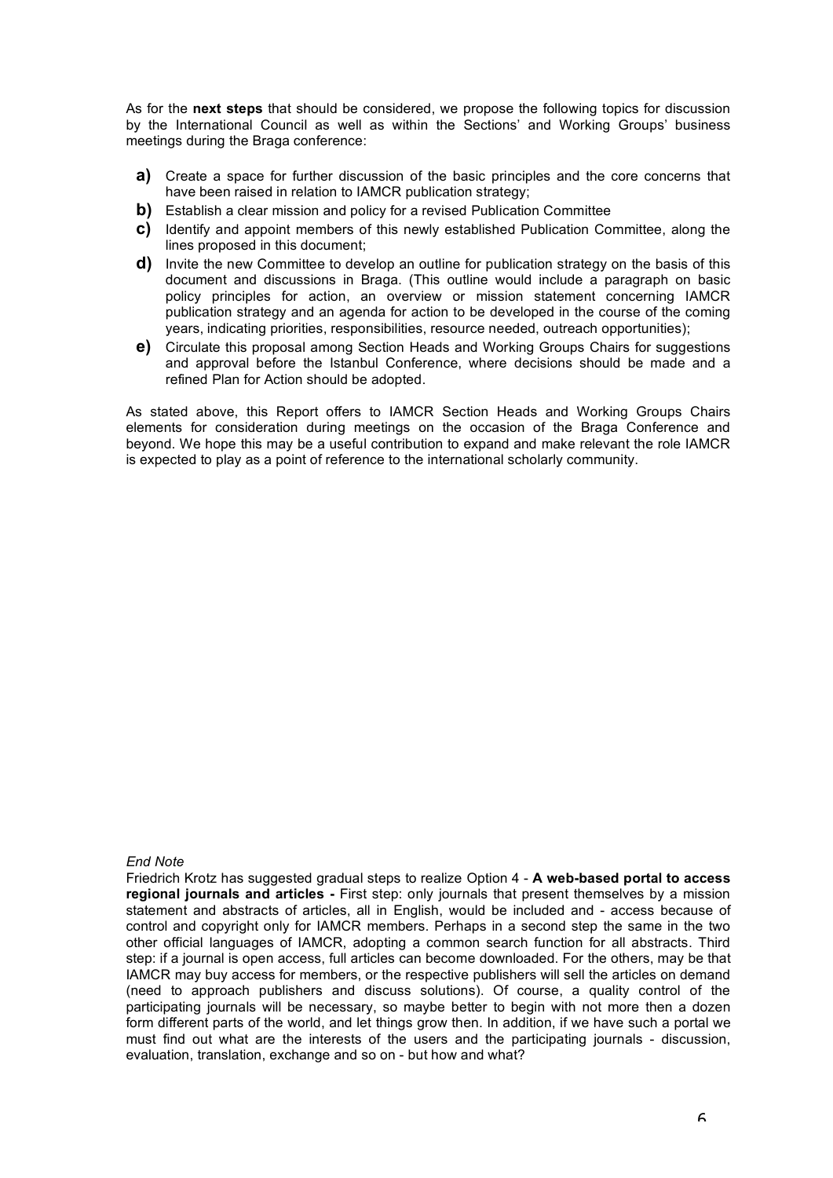As for the **next steps** that should be considered, we propose the following topics for discussion by the International Council as well as within the Sections' and Working Groups' business meetings during the Braga conference:

**a)** Create a space for further discussion of the basic principles and the core concerns that have been raised in relation to IAMCR publication strategy;

**b)** Establish a clear mission and policy for a revised Publication Committee

**c)** Identify and appoint members of this newly established Publication Committee, along the lines proposed in this document;

**d)** Invite the new Committee to develop an outline for publication strategy on the basis of this document and discussions in Braga. (This outline would include a paragraph on basic policy principles for action, an overview or mission statement concerning IAMCR publication strategy and an agenda for action to be developed in the course of the coming years, indicating priorities, responsibilities, resource needed, outreach opportunities);

**e)** Circulate this proposal among Section Heads and Working Groups Chairs for suggestions and approval before the Istanbul Conference, where decisions should be made and a refined Plan for Action should be adopted.

As stated above, this Report offers to IAMCR Section Heads and Working Groups Chairs elements for consideration during meetings on the occasion of the Braga Conference and beyond. We hope this may be a useful contribution to expand and make relevant the role IAMCR is expected to play as a point of reference to the international scholarly community.

*End Note*

Friedrich Krotz has suggested gradual steps to realize Option 4 - **A web-based portal to access regional journals and articles -** First step: only journals that present themselves by a mission statement and abstracts of articles, all in English, would be included and - access because of control and copyright only for IAMCR members. Perhaps in a second step the same in the two other official languages of IAMCR, adopting a common search function for all abstracts. Third step: if a journal is open access, full articles can become downloaded. For the others, may be that IAMCR may buy access for members, or the respective publishers will sell the articles on demand (need to approach publishers and discuss solutions). Of course, a quality control of the participating journals will be necessary, so maybe better to begin with not more then a dozen form different parts of the world, and let things grow then. In addition, if we have such a portal we must find out what are the interests of the users and the participating journals - discussion, evaluation, translation, exchange and so on - but how and what?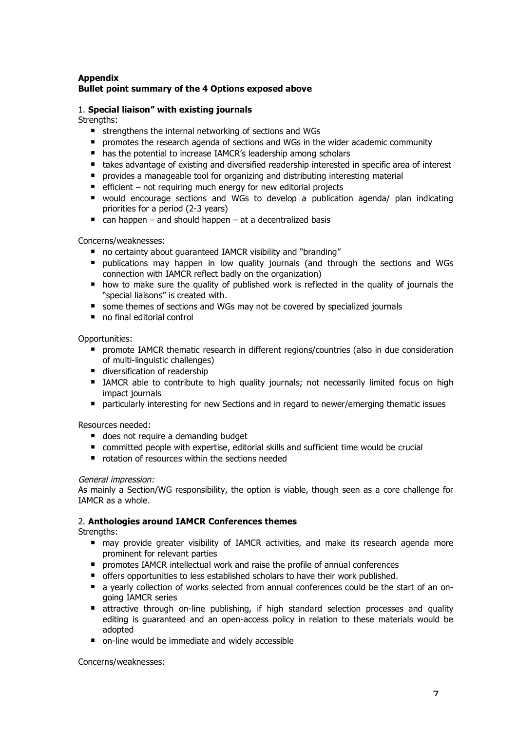**Appendix**
**Bullet point summary of the 4 Options exposed above**

1. **Special liaison" with existing journals**

Strengths:

- strengthens the internal networking of sections and WGs
- promotes the research agenda of sections and WGs in the wider academic community
- has the potential to increase IAMCR's leadership among scholars
- takes advantage of existing and diversified readership interested in specific area of interest
- provides a manageable tool for organizing and distributing interesting material
- efficient – not requiring much energy for new editorial projects
- would encourage sections and WGs to develop a publication agenda/ plan indicating priorities for a period (2-3 years)
- can happen – and should happen – at a decentralized basis

Concerns/weaknesses:

- no certainty about guaranteed IAMCR visibility and "branding"
- publications may happen in low quality journals (and through the sections and WGs connection with IAMCR reflect badly on the organization)
- how to make sure the quality of published work is reflected in the quality of journals the "special liaisons" is created with.
- some themes of sections and WGs may not be covered by specialized journals
- no final editorial control

Opportunities:

- promote IAMCR thematic research in different regions/countries (also in due consideration of multi-linguistic challenges)
- diversification of readership
- IAMCR able to contribute to high quality journals; not necessarily limited focus on high impact journals
- particularly interesting for new Sections and in regard to newer/emerging thematic issues

Resources needed:

- does not require a demanding budget
- committed people with expertise, editorial skills and sufficient time would be crucial
- rotation of resources within the sections needed

*General impression:*
As mainly a Section/WG responsibility, the option is viable, though seen as a core challenge for IAMCR as a whole.

2. **Anthologies around IAMCR Conferences themes**

Strengths:

- may provide greater visibility of IAMCR activities, and make its research agenda more prominent for relevant parties
- promotes IAMCR intellectual work and raise the profile of annual conferences
- offers opportunities to less established scholars to have their work published.
- a yearly collection of works selected from annual conferences could be the start of an on-going IAMCR series
- attractive through on-line publishing, if high standard selection processes and quality editing is guaranteed and an open-access policy in relation to these materials would be adopted
- on-line would be immediate and widely accessible

Concerns/weaknesses: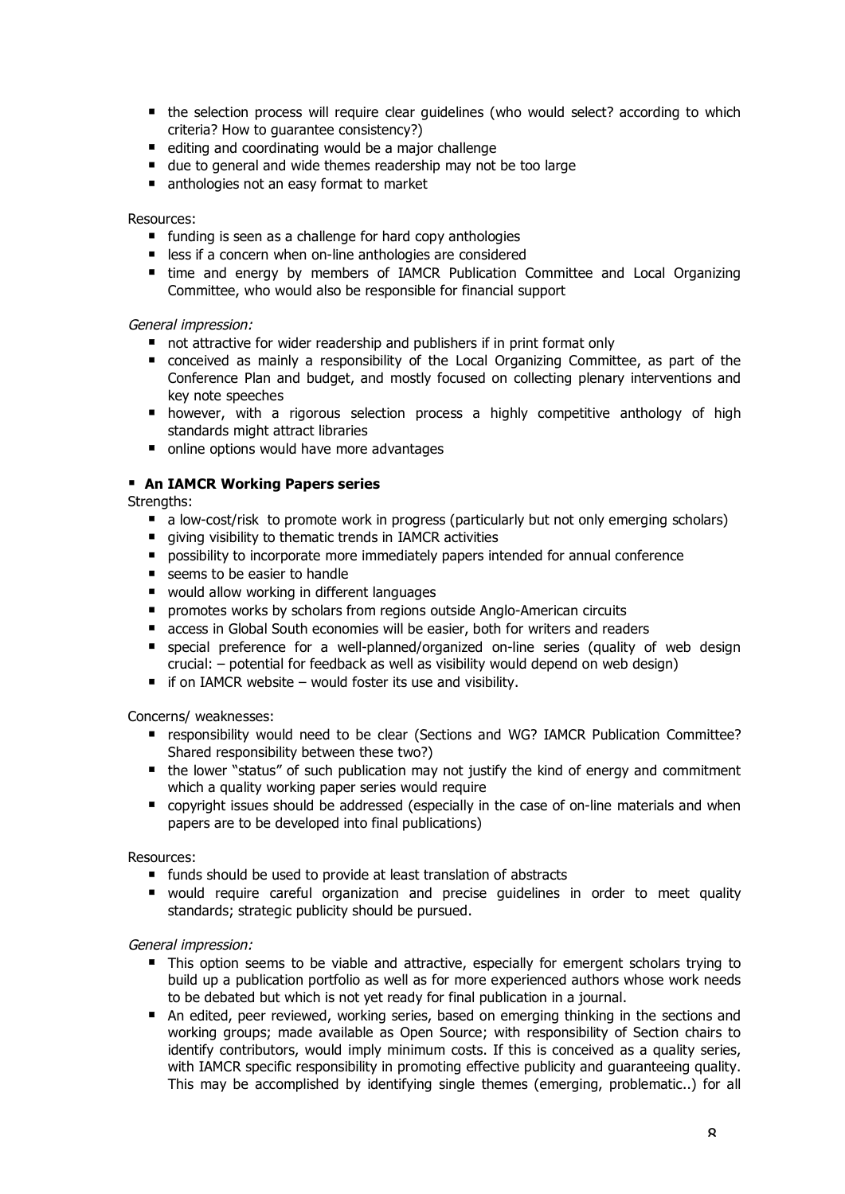- the selection process will require clear guidelines (who would select? according to which criteria? How to guarantee consistency?)
- editing and coordinating would be a major challenge
- due to general and wide themes readership may not be too large
- anthologies not an easy format to market

Resources:

- funding is seen as a challenge for hard copy anthologies
- less if a concern when on-line anthologies are considered
- time and energy by members of IAMCR Publication Committee and Local Organizing Committee, who would also be responsible for financial support

*General impression:*

- not attractive for wider readership and publishers if in print format only
- conceived as mainly a responsibility of the Local Organizing Committee, as part of the Conference Plan and budget, and mostly focused on collecting plenary interventions and key note speeches
- however, with a rigorous selection process a highly competitive anthology of high standards might attract libraries
- online options would have more advantages

- **An IAMCR Working Papers series**

Strengths:

- a low-cost/risk to promote work in progress (particularly but not only emerging scholars)
- giving visibility to thematic trends in IAMCR activities
- possibility to incorporate more immediately papers intended for annual conference
- seems to be easier to handle
- would allow working in different languages
- promotes works by scholars from regions outside Anglo-American circuits
- access in Global South economies will be easier, both for writers and readers
- special preference for a well-planned/organized on-line series (quality of web design crucial: – potential for feedback as well as visibility would depend on web design)
- if on IAMCR website – would foster its use and visibility.

Concerns/ weaknesses:

- responsibility would need to be clear (Sections and WG? IAMCR Publication Committee? Shared responsibility between these two?)
- the lower "status" of such publication may not justify the kind of energy and commitment which a quality working paper series would require
- copyright issues should be addressed (especially in the case of on-line materials and when papers are to be developed into final publications)

Resources:

- funds should be used to provide at least translation of abstracts
- would require careful organization and precise guidelines in order to meet quality standards; strategic publicity should be pursued.

*General impression:*

- This option seems to be viable and attractive, especially for emergent scholars trying to build up a publication portfolio as well as for more experienced authors whose work needs to be debated but which is not yet ready for final publication in a journal.
- An edited, peer reviewed, working series, based on emerging thinking in the sections and working groups; made available as Open Source; with responsibility of Section chairs to identify contributors, would imply minimum costs. If this is conceived as a quality series, with IAMCR specific responsibility in promoting effective publicity and guaranteeing quality. This may be accomplished by identifying single themes (emerging, problematic..) for all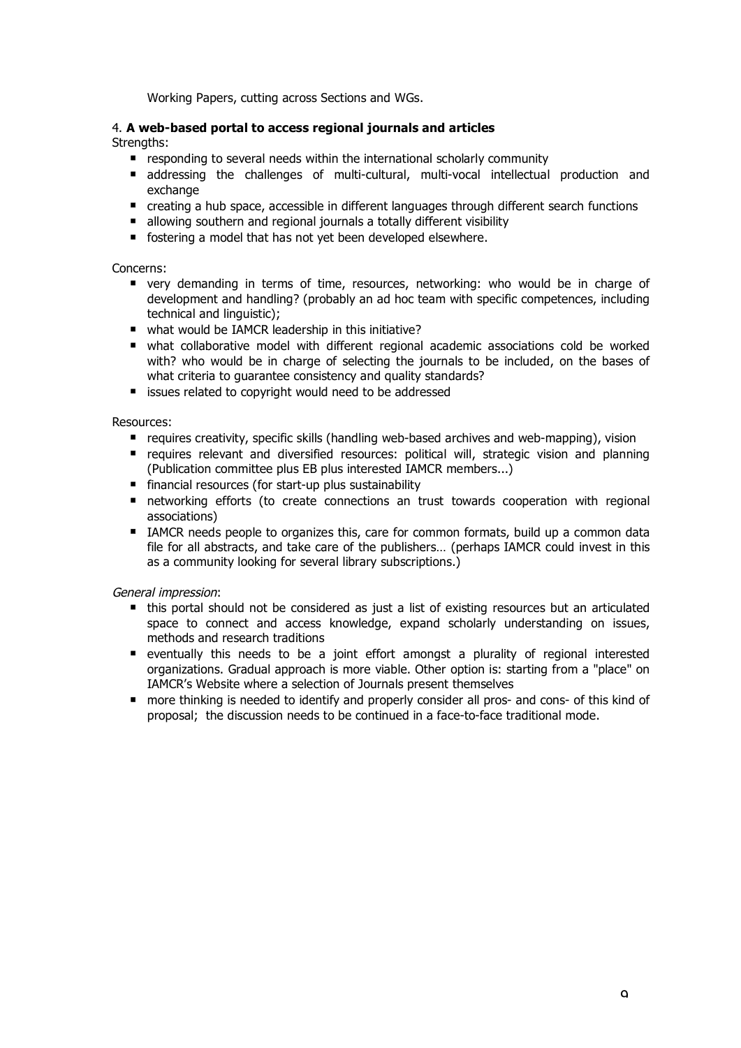Working Papers, cutting across Sections and WGs.

4. **A web-based portal to access regional journals and articles**

Strengths:

- responding to several needs within the international scholarly community
- addressing the challenges of multi-cultural, multi-vocal intellectual production and exchange
- creating a hub space, accessible in different languages through different search functions
- allowing southern and regional journals a totally different visibility
- fostering a model that has not yet been developed elsewhere.

Concerns:

- very demanding in terms of time, resources, networking: who would be in charge of development and handling? (probably an ad hoc team with specific competences, including technical and linguistic);
- what would be IAMCR leadership in this initiative?
- what collaborative model with different regional academic associations cold be worked with? who would be in charge of selecting the journals to be included, on the bases of what criteria to guarantee consistency and quality standards?
- issues related to copyright would need to be addressed

Resources:

- requires creativity, specific skills (handling web-based archives and web-mapping), vision
- requires relevant and diversified resources: political will, strategic vision and planning (Publication committee plus EB plus interested IAMCR members...)
- financial resources (for start-up plus sustainability
- networking efforts (to create connections an trust towards cooperation with regional associations)
- IAMCR needs people to organizes this, care for common formats, build up a common data file for all abstracts, and take care of the publishers… (perhaps IAMCR could invest in this as a community looking for several library subscriptions.)

*General impression*:

- this portal should not be considered as just a list of existing resources but an articulated space to connect and access knowledge, expand scholarly understanding on issues, methods and research traditions
- eventually this needs to be a joint effort amongst a plurality of regional interested organizations. Gradual approach is more viable. Other option is: starting from a "place" on IAMCR's Website where a selection of Journals present themselves
- more thinking is needed to identify and properly consider all pros- and cons- of this kind of proposal; the discussion needs to be continued in a face-to-face traditional mode.